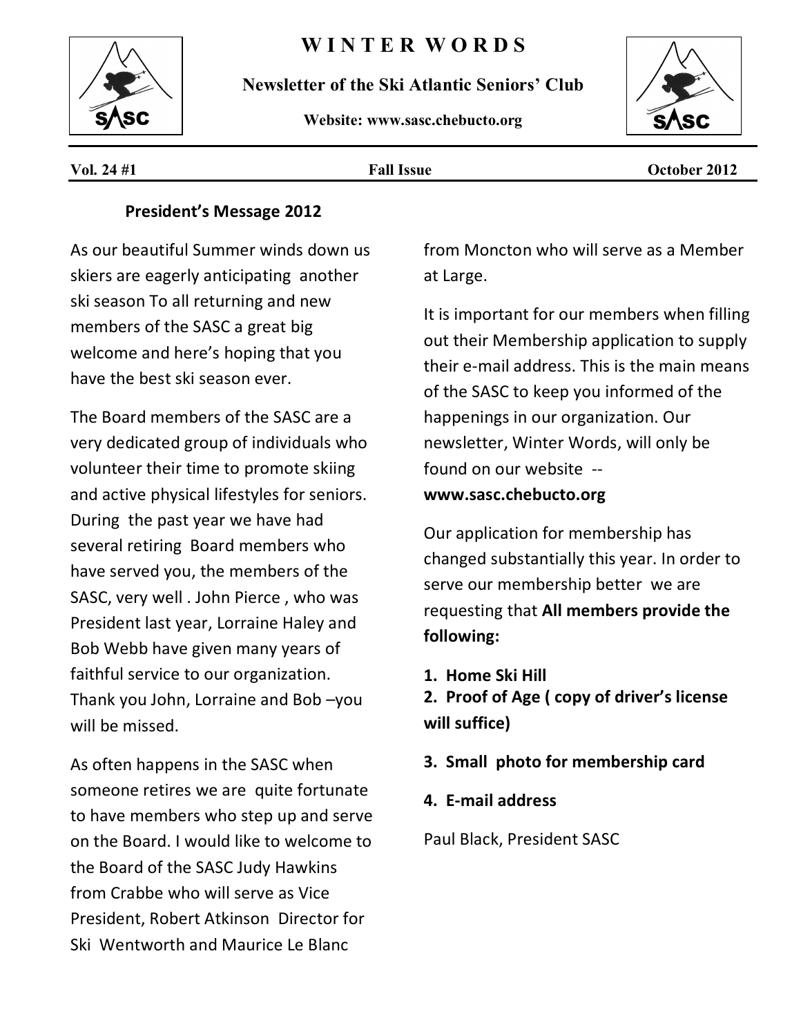# WINTER WORDS

**Newsletter of the Ski Atlantic Seniors' Club**

**Website: www.sasc.chebucto.org**

**Vol. 24 #1** | **Fall Issue** | **October 2012**

## President's Message 2012

As our beautiful Summer winds down us skiers are eagerly anticipating another ski season To all returning and new members of the SASC a great big welcome and here's hoping that you have the best ski season ever.

The Board members of the SASC are a very dedicated group of individuals who volunteer their time to promote skiing and active physical lifestyles for seniors. During the past year we have had several retiring Board members who have served you, the members of the SASC, very well . John Pierce , who was President last year, Lorraine Haley and Bob Webb have given many years of faithful service to our organization. Thank you John, Lorraine and Bob –you will be missed.

As often happens in the SASC when someone retires we are quite fortunate to have members who step up and serve on the Board. I would like to welcome to the Board of the SASC Judy Hawkins from Crabbe who will serve as Vice President, Robert Atkinson Director for Ski Wentworth and Maurice Le Blanc from Moncton who will serve as a Member at Large.

It is important for our members when filling out their Membership application to supply their e-mail address. This is the main means of the SASC to keep you informed of the happenings in our organization. Our newsletter, Winter Words, will only be found on our website -- **www.sasc.chebucto.org**

Our application for membership has changed substantially this year. In order to serve our membership better we are requesting that **All members provide the following:**

1. **Home Ski Hill**
2. **Proof of Age ( copy of driver's license will suffice)**
3. **Small photo for membership card**
4. **E-mail address**

Paul Black, President SASC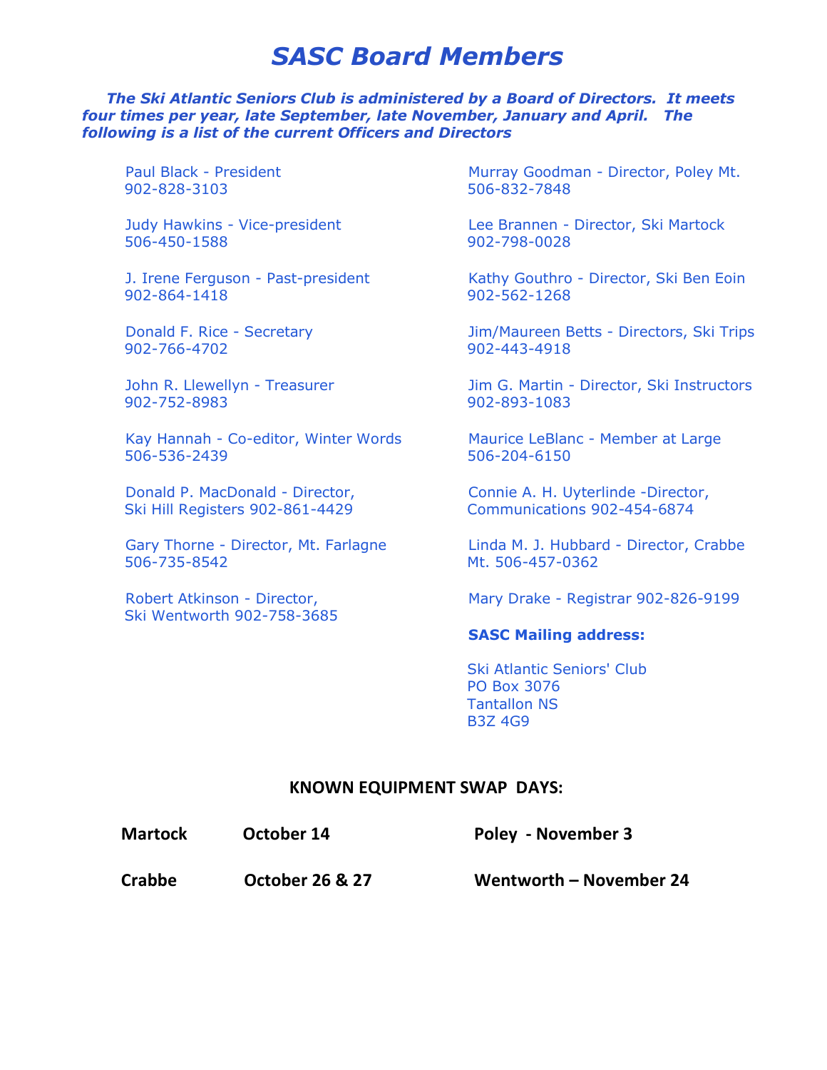# *SASC Board Members*

***The Ski Atlantic Seniors Club is administered by a Board of Directors. It meets four times per year, late September, late November, January and April. The following is a list of the current Officers and Directors***

Paul Black - President
902-828-3103

Judy Hawkins - Vice-president
506-450-1588

J. Irene Ferguson - Past-president
902-864-1418

Donald F. Rice - Secretary
902-766-4702

John R. Llewellyn - Treasurer
902-752-8983

Kay Hannah - Co-editor, Winter Words
506-536-2439

Donald P. MacDonald - Director,
Ski Hill Registers 902-861-4429

Gary Thorne - Director, Mt. Farlagne
506-735-8542

Robert Atkinson - Director,
Ski Wentworth 902-758-3685

Murray Goodman - Director, Poley Mt.
506-832-7848

Lee Brannen - Director, Ski Martock
902-798-0028

Kathy Gouthro - Director, Ski Ben Eoin
902-562-1268

Jim/Maureen Betts - Directors, Ski Trips
902-443-4918

Jim G. Martin - Director, Ski Instructors
902-893-1083

Maurice LeBlanc - Member at Large
506-204-6150

Connie A. H. Uyterlinde -Director,
Communications 902-454-6874

Linda M. J. Hubbard - Director, Crabbe
Mt. 506-457-0362

Mary Drake - Registrar 902-826-9199

**SASC Mailing address:**

Ski Atlantic Seniors' Club
PO Box 3076
Tantallon NS
B3Z 4G9

## KNOWN EQUIPMENT SWAP DAYS:

**Martock** October 14

**Crabbe** October 26 & 27

**Poley** - November 3

**Wentworth** – November 24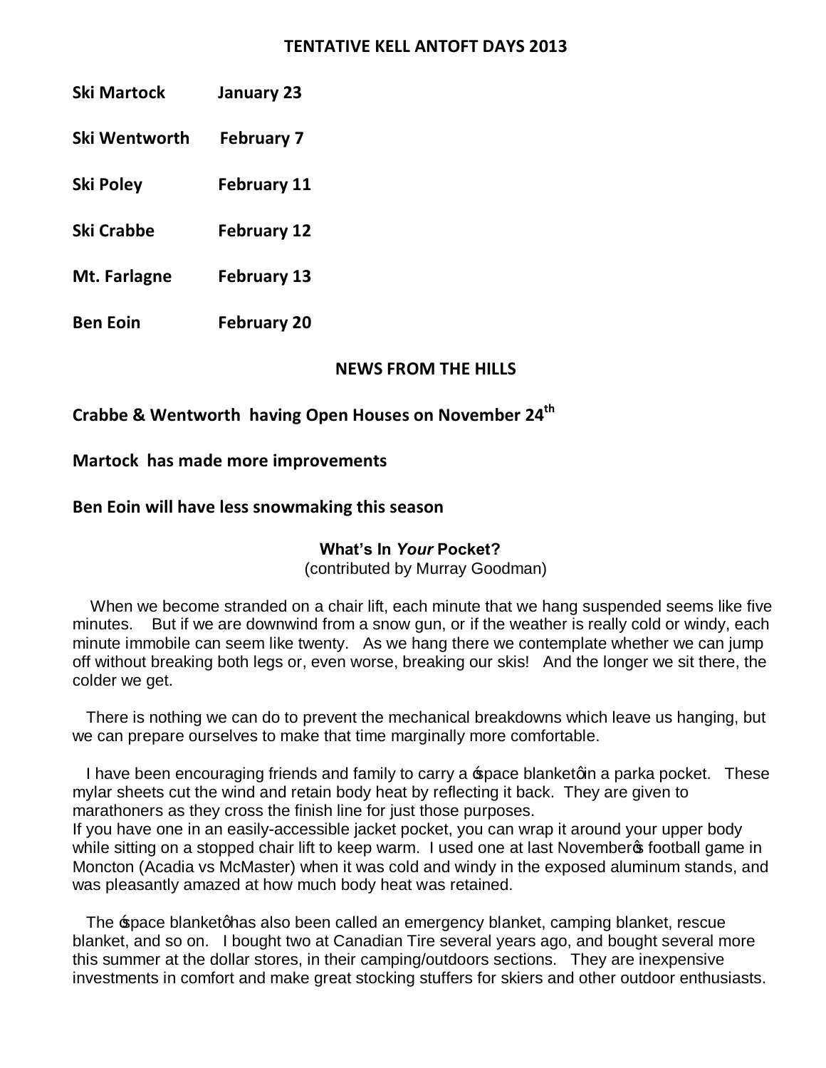## TENTATIVE KELL ANTOFT DAYS 2013

| | |
|---|---|
| **Ski Martock** | **January 23** |
| **Ski Wentworth** | **February 7** |
| **Ski Poley** | **February 11** |
| **Ski Crabbe** | **February 12** |
| **Mt. Farlagne** | **February 13** |
| **Ben Eoin** | **February 20** |

## NEWS FROM THE HILLS

**Crabbe & Wentworth having Open Houses on November 24th**

**Martock has made more improvements**

**Ben Eoin will have less snowmaking this season**

### What's In *Your* Pocket?

(contributed by Murray Goodman)

When we become stranded on a chair lift, each minute that we hang suspended seems like five minutes. But if we are downwind from a snow gun, or if the weather is really cold or windy, each minute immobile can seem like twenty. As we hang there we contemplate whether we can jump off without breaking both legs or, even worse, breaking our skis! And the longer we sit there, the colder we get.

There is nothing we can do to prevent the mechanical breakdowns which leave us hanging, but we can prepare ourselves to make that time marginally more comfortable.

I have been encouraging friends and family to carry a 'space blanket' in a parka pocket. These mylar sheets cut the wind and retain body heat by reflecting it back. They are given to marathoners as they cross the finish line for just those purposes.
If you have one in an easily-accessible jacket pocket, you can wrap it around your upper body while sitting on a stopped chair lift to keep warm. I used one at last November's football game in Moncton (Acadia vs McMaster) when it was cold and windy in the exposed aluminum stands, and was pleasantly amazed at how much body heat was retained.

The 'space blanket' has also been called an emergency blanket, camping blanket, rescue blanket, and so on. I bought two at Canadian Tire several years ago, and bought several more this summer at the dollar stores, in their camping/outdoors sections. They are inexpensive investments in comfort and make great stocking stuffers for skiers and other outdoor enthusiasts.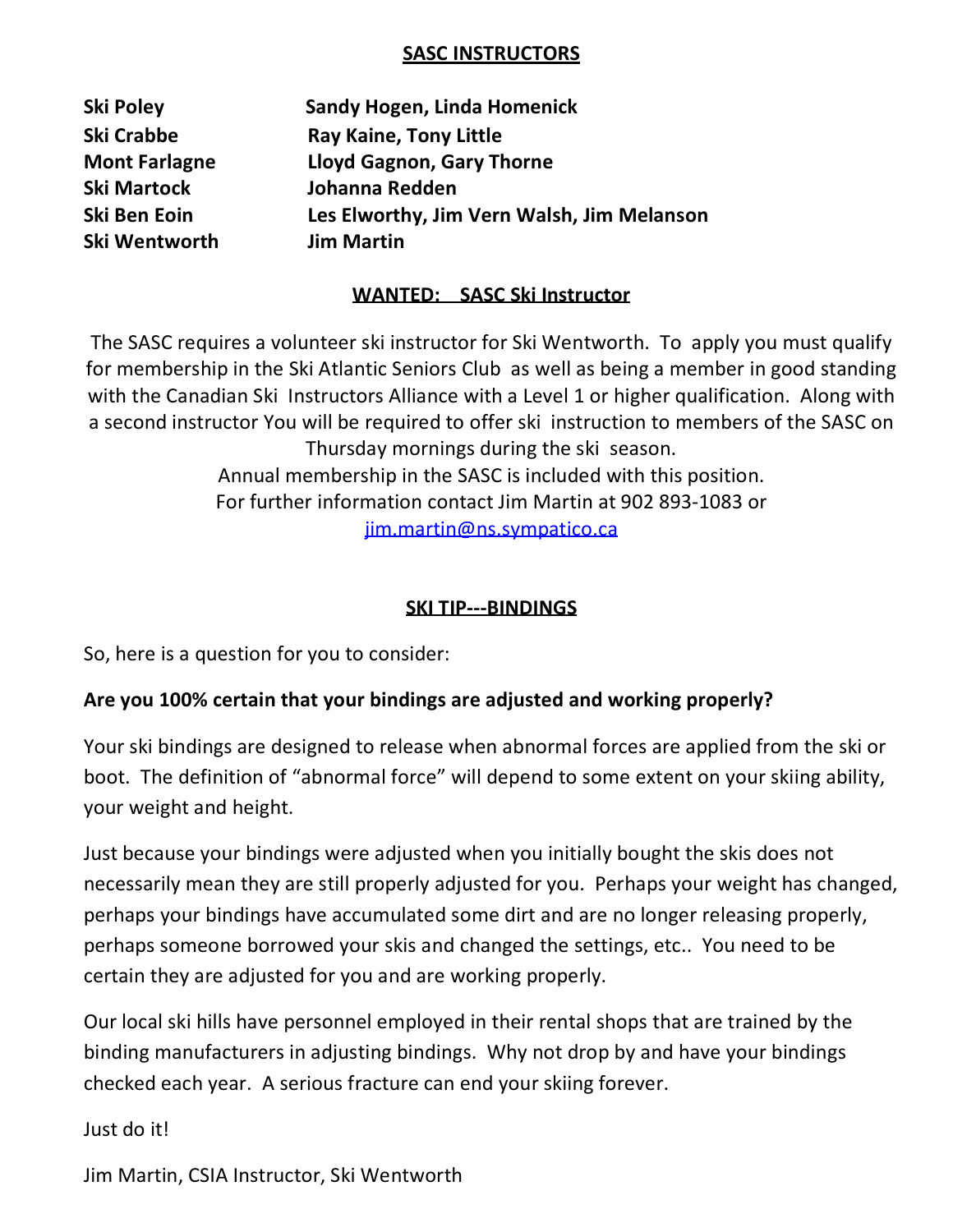## SASC INSTRUCTORS

| | |
|---|---|
| **Ski Poley** | **Sandy Hogen, Linda Homenick** |
| **Ski Crabbe** | **Ray Kaine, Tony Little** |
| **Mont Farlagne** | **Lloyd Gagnon, Gary Thorne** |
| **Ski Martock** | **Johanna Redden** |
| **Ski Ben Eoin** | **Les Elworthy, Jim Vern Walsh, Jim Melanson** |
| **Ski Wentworth** | **Jim Martin** |

## WANTED: SASC Ski Instructor

The SASC requires a volunteer ski instructor for Ski Wentworth. To apply you must qualify for membership in the Ski Atlantic Seniors Club as well as being a member in good standing with the Canadian Ski Instructors Alliance with a Level 1 or higher qualification. Along with a second instructor You will be required to offer ski instruction to members of the SASC on Thursday mornings during the ski season.

Annual membership in the SASC is included with this position.

For further information contact Jim Martin at 902 893-1083 or jim.martin@ns.sympatico.ca

## SKI TIP---BINDINGS

So, here is a question for you to consider:

**Are you 100% certain that your bindings are adjusted and working properly?**

Your ski bindings are designed to release when abnormal forces are applied from the ski or boot. The definition of "abnormal force" will depend to some extent on your skiing ability, your weight and height.

Just because your bindings were adjusted when you initially bought the skis does not necessarily mean they are still properly adjusted for you. Perhaps your weight has changed, perhaps your bindings have accumulated some dirt and are no longer releasing properly, perhaps someone borrowed your skis and changed the settings, etc.. You need to be certain they are adjusted for you and are working properly.

Our local ski hills have personnel employed in their rental shops that are trained by the binding manufacturers in adjusting bindings. Why not drop by and have your bindings checked each year. A serious fracture can end your skiing forever.

Just do it!

Jim Martin, CSIA Instructor, Ski Wentworth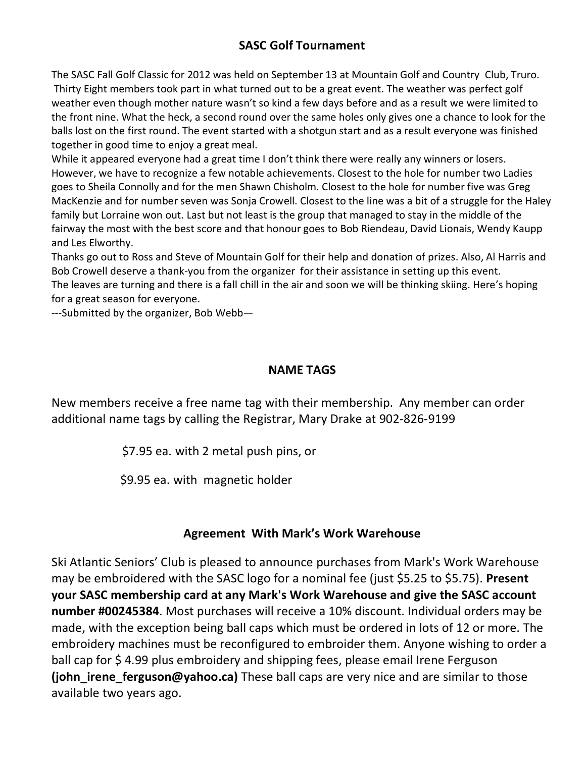## SASC Golf Tournament

The SASC Fall Golf Classic for 2012 was held on September 13 at Mountain Golf and Country Club, Truro. Thirty Eight members took part in what turned out to be a great event. The weather was perfect golf weather even though mother nature wasn't so kind a few days before and as a result we were limited to the front nine. What the heck, a second round over the same holes only gives one a chance to look for the balls lost on the first round. The event started with a shotgun start and as a result everyone was finished together in good time to enjoy a great meal.

While it appeared everyone had a great time I don't think there were really any winners or losers. However, we have to recognize a few notable achievements. Closest to the hole for number two Ladies goes to Sheila Connolly and for the men Shawn Chisholm. Closest to the hole for number five was Greg MacKenzie and for number seven was Sonja Crowell. Closest to the line was a bit of a struggle for the Haley family but Lorraine won out. Last but not least is the group that managed to stay in the middle of the fairway the most with the best score and that honour goes to Bob Riendeau, David Lionais, Wendy Kaupp and Les Elworthy.

Thanks go out to Ross and Steve of Mountain Golf for their help and donation of prizes. Also, Al Harris and Bob Crowell deserve a thank-you from the organizer for their assistance in setting up this event.

The leaves are turning and there is a fall chill in the air and soon we will be thinking skiing. Here's hoping for a great season for everyone.

---Submitted by the organizer, Bob Webb—

## NAME TAGS

New members receive a free name tag with their membership. Any member can order additional name tags by calling the Registrar, Mary Drake at 902-826-9199

$7.95 ea. with 2 metal push pins, or

$9.95 ea. with magnetic holder

## Agreement With Mark's Work Warehouse

Ski Atlantic Seniors' Club is pleased to announce purchases from Mark's Work Warehouse may be embroidered with the SASC logo for a nominal fee (just $5.25 to $5.75). **Present your SASC membership card at any Mark's Work Warehouse and give the SASC account number #00245384**. Most purchases will receive a 10% discount. Individual orders may be made, with the exception being ball caps which must be ordered in lots of 12 or more. The embroidery machines must be reconfigured to embroider them. Anyone wishing to order a ball cap for $ 4.99 plus embroidery and shipping fees, please email Irene Ferguson **(john_irene_ferguson@yahoo.ca)** These ball caps are very nice and are similar to those available two years ago.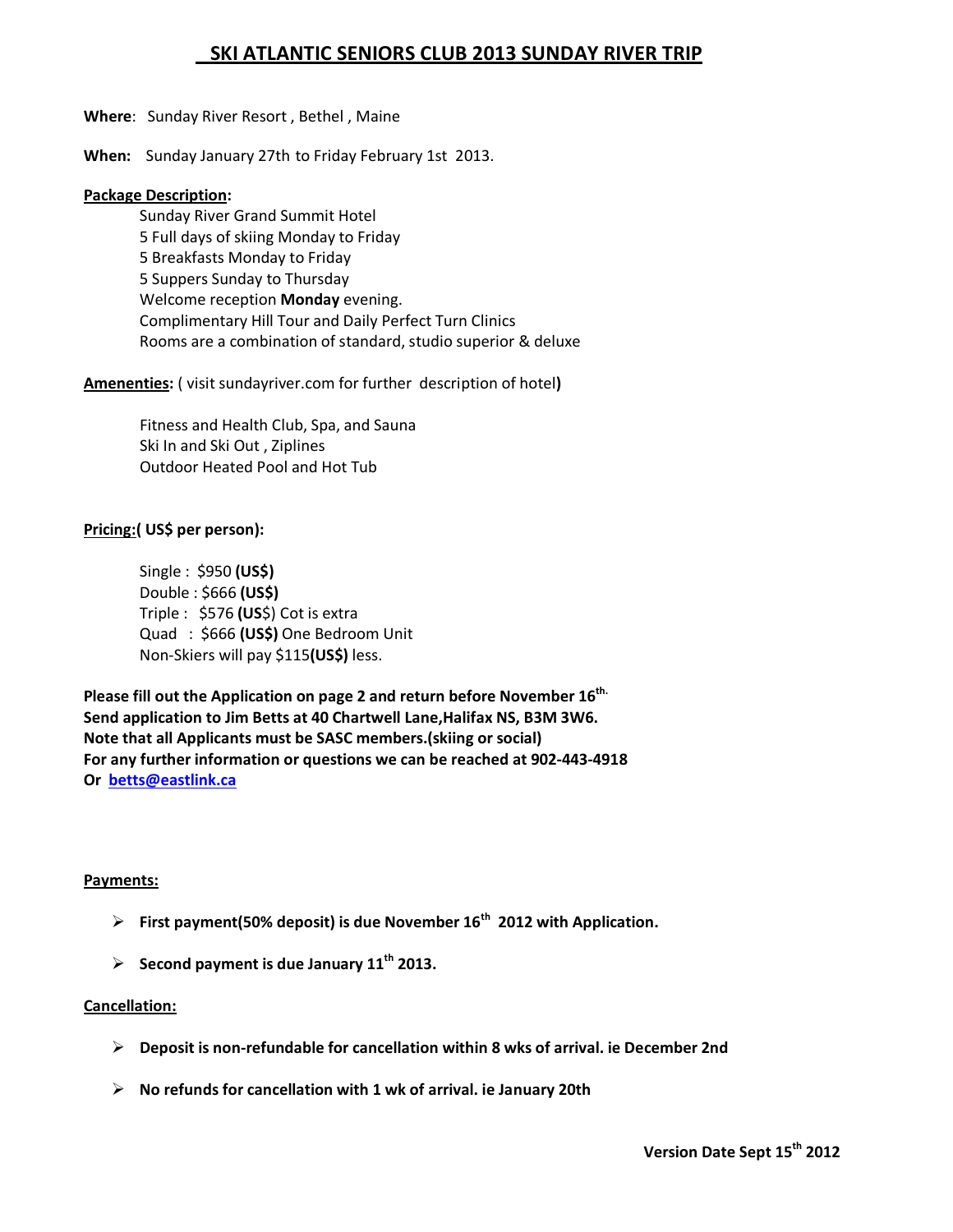# SKI ATLANTIC SENIORS CLUB 2013 SUNDAY RIVER TRIP

**Where**: Sunday River Resort , Bethel , Maine

**When:** Sunday January 27th to Friday February 1st 2013.

**Package Description:**

Sunday River Grand Summit Hotel
5 Full days of skiing Monday to Friday
5 Breakfasts Monday to Friday
5 Suppers Sunday to Thursday
Welcome reception **Monday** evening.
Complimentary Hill Tour and Daily Perfect Turn Clinics
Rooms are a combination of standard, studio superior & deluxe

**Amenenties:** ( visit sundayriver.com for further description of hotel**)**

Fitness and Health Club, Spa, and Sauna
Ski In and Ski Out , Ziplines
Outdoor Heated Pool and Hot Tub

**Pricing:( US$ per person):**

Single : $950 **(US$)**
Double : $666 **(US$)**
Triple : $576 **(US**$) Cot is extra
Quad : $666 **(US$)** One Bedroom Unit
Non-Skiers will pay $115**(US$)** less.

**Please fill out the Application on page 2 and return before November 16th.**
**Send application to Jim Betts at 40 Chartwell Lane,Halifax NS, B3M 3W6.**
**Note that all Applicants must be SASC members.(skiing or social)**
**For any further information or questions we can be reached at 902-443-4918**
**Or betts@eastlink.ca**

**Payments:**

- **First payment(50% deposit) is due November 16th 2012 with Application.**
- **Second payment is due January 11th 2013.**

**Cancellation:**

- **Deposit is non-refundable for cancellation within 8 wks of arrival. ie December 2nd**
- **No refunds for cancellation with 1 wk of arrival. ie January 20th**

**Version Date Sept 15th 2012**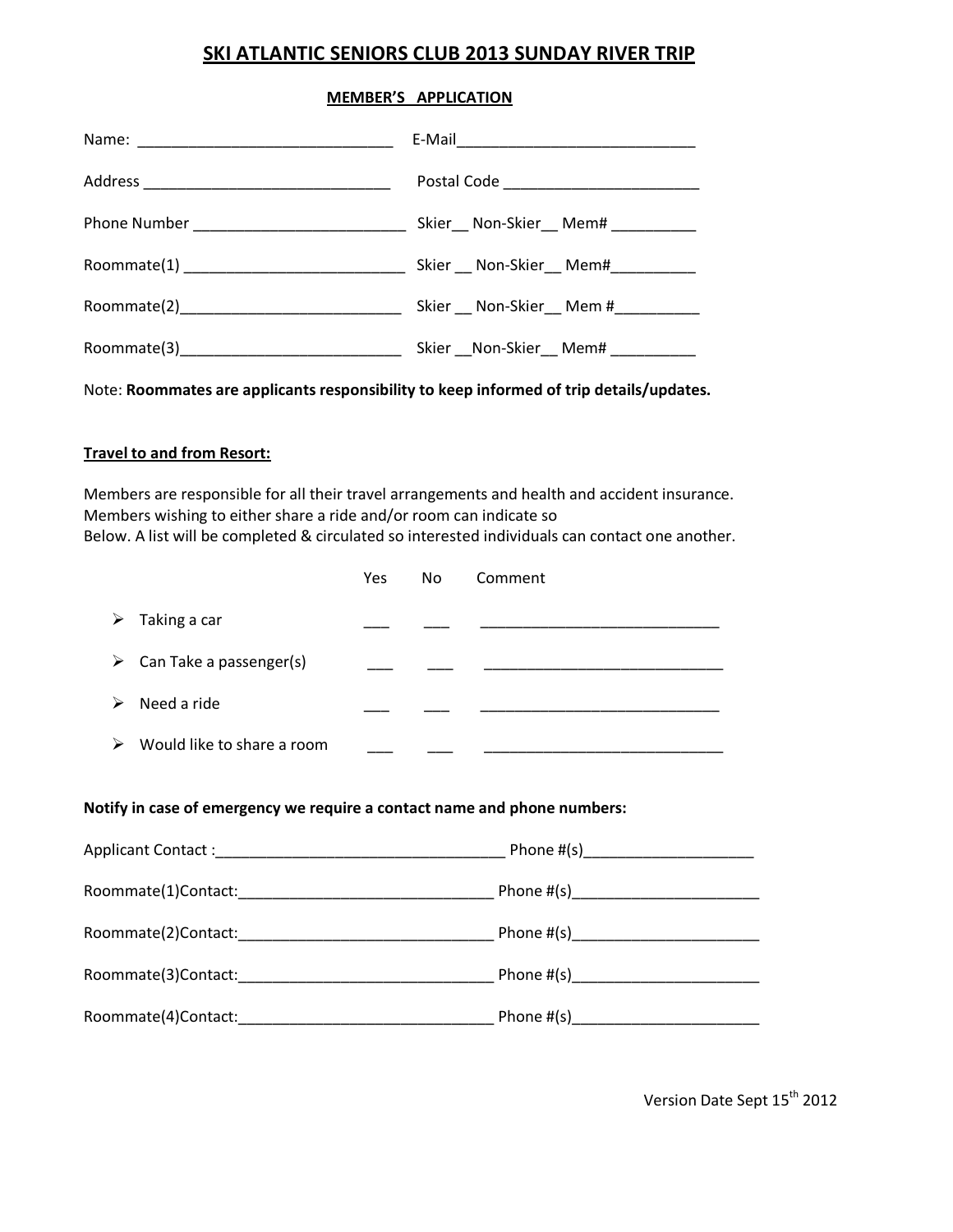# SKI ATLANTIC SENIORS CLUB 2013 SUNDAY RIVER TRIP

## MEMBER'S APPLICATION

Name: ______________________________ E-Mail____________________________

Address _____________________________ Postal Code _______________________

Phone Number _________________________ Skier__ Non-Skier__ Mem# __________

Roommate(1) __________________________ Skier __ Non-Skier__ Mem#__________

Roommate(2)__________________________ Skier __ Non-Skier__ Mem #__________

Roommate(3)__________________________ Skier __Non-Skier__ Mem# __________

Note: **Roommates are applicants responsibility to keep informed of trip details/updates.**

**Travel to and from Resort:**

Members are responsible for all their travel arrangements and health and accident insurance.
Members wishing to either share a ride and/or room can indicate so
Below. A list will be completed & circulated so interested individuals can contact one another.

| | Yes | No | Comment |
|---|---|---|---|
| ➢ Taking a car | ___ | ___ | ____________________________ |
| ➢ Can Take a passenger(s) | ___ | ___ | ____________________________ |
| ➢ Need a ride | ___ | ___ | ____________________________ |
| ➢ Would like to share a room | ___ | ___ | ____________________________ |

**Notify in case of emergency we require a contact name and phone numbers:**

Applicant Contact :__________________________________ Phone #(s)____________________

Roommate(1)Contact:______________________________ Phone #(s)______________________

Roommate(2)Contact:______________________________ Phone #(s)______________________

Roommate(3)Contact:______________________________ Phone #(s)______________________

Roommate(4)Contact:______________________________ Phone #(s)______________________

Version Date Sept 15th 2012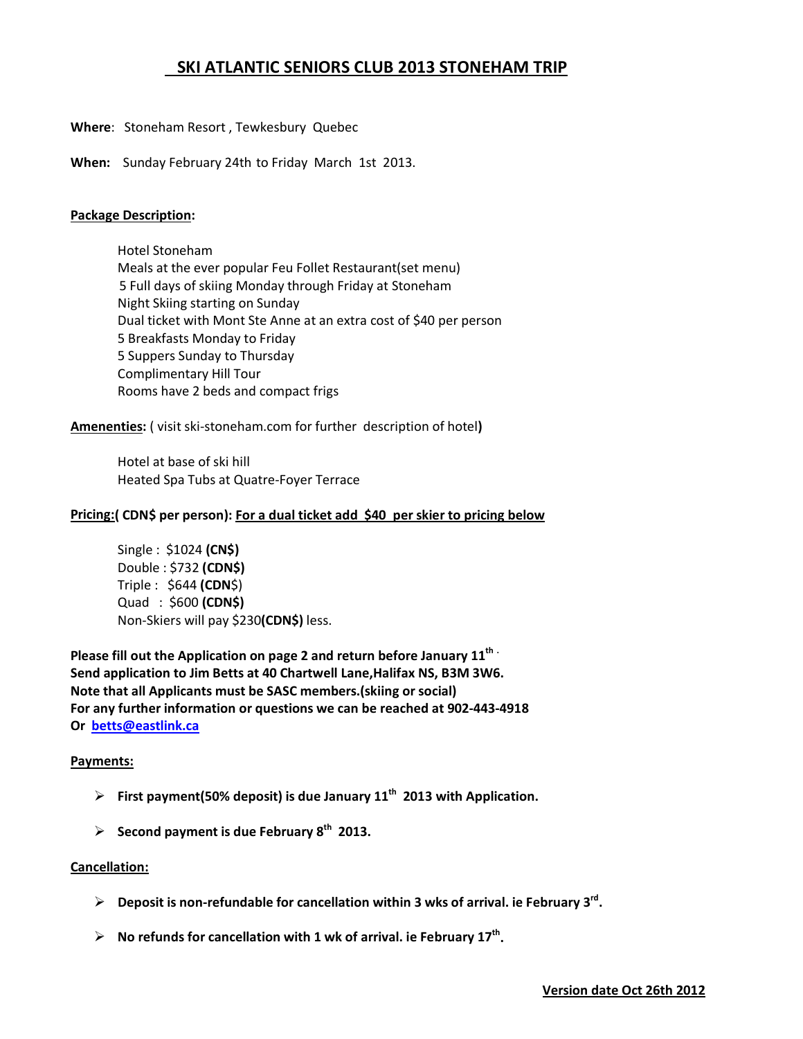# SKI ATLANTIC SENIORS CLUB 2013 STONEHAM TRIP

**Where**: Stoneham Resort , Tewkesbury Quebec

**When:** Sunday February 24th to Friday March 1st 2013.

**Package Description:**

Hotel Stoneham
Meals at the ever popular Feu Follet Restaurant(set menu)
5 Full days of skiing Monday through Friday at Stoneham
Night Skiing starting on Sunday
Dual ticket with Mont Ste Anne at an extra cost of $40 per person
5 Breakfasts Monday to Friday
5 Suppers Sunday to Thursday
Complimentary Hill Tour
Rooms have 2 beds and compact frigs

**Amenenties:** ( visit ski-stoneham.com for further description of hotel**)**

Hotel at base of ski hill
Heated Spa Tubs at Quatre-Foyer Terrace

**Pricing:( CDN$ per person): For a dual ticket add $40 per skier to pricing below**

Single : $1024 **(CN$)**
Double : $732 **(CDN$)**
Triple : $644 (**CDN**$)
Quad : $600 **(CDN$)**
Non-Skiers will pay $230**(CDN$)** less.

**Please fill out the Application on page 2 and return before January 11th .**
**Send application to Jim Betts at 40 Chartwell Lane,Halifax NS, B3M 3W6.**
**Note that all Applicants must be SASC members.(skiing or social)**
**For any further information or questions we can be reached at 902-443-4918**
**Or betts@eastlink.ca**

**Payments:**

- **First payment(50% deposit) is due January 11th 2013 with Application.**
- **Second payment is due February 8th 2013.**

**Cancellation:**

- **Deposit is non-refundable for cancellation within 3 wks of arrival. ie February 3rd.**
- **No refunds for cancellation with 1 wk of arrival. ie February 17th.**

**Version date Oct 26th 2012**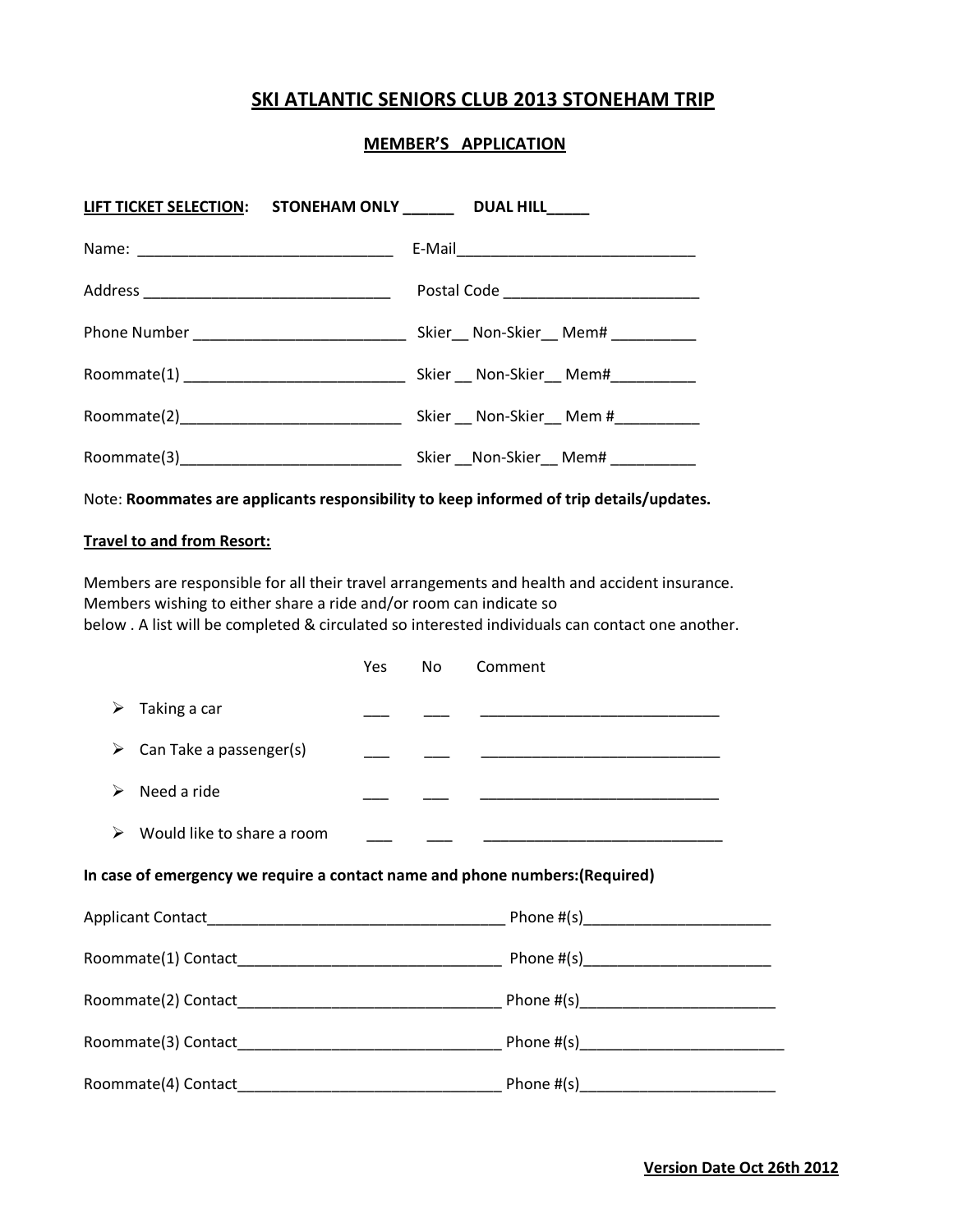# SKI ATLANTIC SENIORS CLUB 2013 STONEHAM TRIP

## MEMBER'S APPLICATION

**LIFT TICKET SELECTION**: **STONEHAM ONLY ______ DUAL HILL_____**

Name: ______________________________ E-Mail____________________________

Address _____________________________ Postal Code _______________________

Phone Number ________________________ Skier__ Non-Skier__ Mem# __________

Roommate(1) __________________________ Skier __ Non-Skier__ Mem#__________

Roommate(2)__________________________ Skier __ Non-Skier__ Mem #__________

Roommate(3)__________________________ Skier __Non-Skier__ Mem# __________

Note: **Roommates are applicants responsibility to keep informed of trip details/updates.**

**Travel to and from Resort:**

Members are responsible for all their travel arrangements and health and accident insurance. Members wishing to either share a ride and/or room can indicate so below . A list will be completed & circulated so interested individuals can contact one another.

| | Yes | No | Comment |
|---|---|---|---|
| ➢ Taking a car | ___ | ___ | ____________________________ |
| ➢ Can Take a passenger(s) | ___ | ___ | ____________________________ |
| ➢ Need a ride | ___ | ___ | ____________________________ |
| ➢ Would like to share a room | ___ | ___ | ____________________________ |

**In case of emergency we require a contact name and phone numbers:(Required)**

Applicant Contact___________________________________ Phone #(s)______________________

Roommate(1) Contact_______________________________ Phone #(s)______________________

Roommate(2) Contact_______________________________ Phone #(s)_______________________

Roommate(3) Contact_______________________________ Phone #(s)________________________

Roommate(4) Contact_______________________________ Phone #(s)_______________________

**Version Date Oct 26th 2012**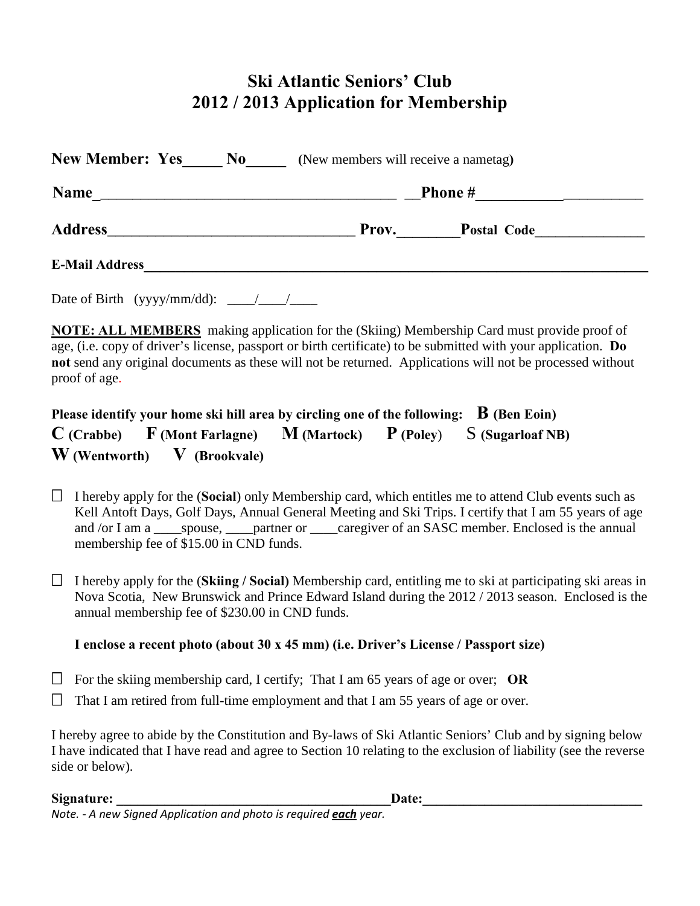# Ski Atlantic Seniors' Club
# 2012 / 2013 Application for Membership

**New Member: Yes_____ No_____** (New members will receive a nametag)

**Name**_______________________________________ __**Phone #**___________ __________

**Address**________________________________ **Prov.**________**Postal Code**_______________

**E-Mail Address**___________________________________________________________________________

Date of Birth (yyyy/mm/dd): ____/____/____

**NOTE: ALL MEMBERS** making application for the (Skiing) Membership Card must provide proof of age, (i.e. copy of driver's license, passport or birth certificate) to be submitted with your application. **Do not** send any original documents as these will not be returned. Applications will not be processed without proof of age.

**Please identify your home ski hill area by circling one of the following: B (Ben Eoin)**
**C (Crabbe) F (Mont Farlagne) M (Martock) P (Poley)** S **(Sugarloaf NB)**
**W (Wentworth) V (Brookvale)**

☐ I hereby apply for the (**Social**) only Membership card, which entitles me to attend Club events such as Kell Antoft Days, Golf Days, Annual General Meeting and Ski Trips. I certify that I am 55 years of age and /or I am a ____spouse, ____partner or ____caregiver of an SASC member. Enclosed is the annual membership fee of $15.00 in CND funds.

☐ I hereby apply for the (**Skiing / Social)** Membership card, entitling me to ski at participating ski areas in Nova Scotia, New Brunswick and Prince Edward Island during the 2012 / 2013 season. Enclosed is the annual membership fee of $230.00 in CND funds.

**I enclose a recent photo (about 30 x 45 mm) (i.e. Driver's License / Passport size)**

☐ For the skiing membership card, I certify; That I am 65 years of age or over; **OR**

☐ That I am retired from full-time employment and that I am 55 years of age or over.

I hereby agree to abide by the Constitution and By-laws of Ski Atlantic Seniors' Club and by signing below I have indicated that I have read and agree to Section 10 relating to the exclusion of liability (see the reverse side or below).

**Signature:** ________________________________________**Date:**________________________________

*Note. - A new Signed Application and photo is required **each** year.*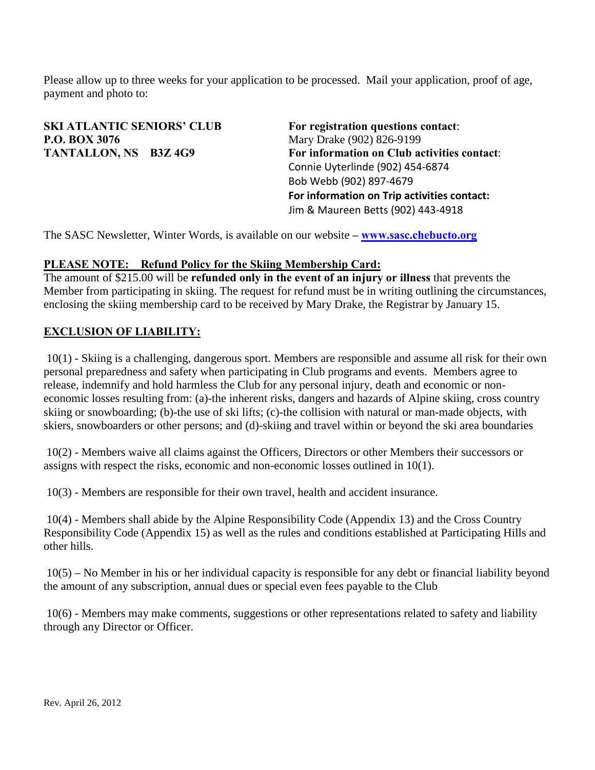Please allow up to three weeks for your application to be processed. Mail your application, proof of age, payment and photo to:

**SKI ATLANTIC SENIORS' CLUB**
**P.O. BOX 3076**
**TANTALLON, NS B3Z 4G9**

**For registration questions contact**:
Mary Drake (902) 826-9199
**For information on Club activities contact**:
Connie Uyterlinde (902) 454-6874
Bob Webb (902) 897-4679
**For information on Trip activities contact:**
Jim & Maureen Betts (902) 443-4918

The SASC Newsletter, Winter Words, is available on our website – **www.sasc.chebucto.org**

**PLEASE NOTE: Refund Policy for the Skiing Membership Card:**

The amount of $215.00 will be **refunded only in the event of an injury or illness** that prevents the Member from participating in skiing. The request for refund must be in writing outlining the circumstances, enclosing the skiing membership card to be received by Mary Drake, the Registrar by January 15.

**EXCLUSION OF LIABILITY:**

10(1) - Skiing is a challenging, dangerous sport. Members are responsible and assume all risk for their own personal preparedness and safety when participating in Club programs and events. Members agree to release, indemnify and hold harmless the Club for any personal injury, death and economic or non-economic losses resulting from: (a)-the inherent risks, dangers and hazards of Alpine skiing, cross country skiing or snowboarding; (b)-the use of ski lifts; (c)-the collision with natural or man-made objects, with skiers, snowboarders or other persons; and (d)-skiing and travel within or beyond the ski area boundaries

10(2) - Members waive all claims against the Officers, Directors or other Members their successors or assigns with respect the risks, economic and non-economic losses outlined in 10(1).

10(3) - Members are responsible for their own travel, health and accident insurance.

10(4) - Members shall abide by the Alpine Responsibility Code (Appendix 13) and the Cross Country Responsibility Code (Appendix 15) as well as the rules and conditions established at Participating Hills and other hills.

10(5) – No Member in his or her individual capacity is responsible for any debt or financial liability beyond the amount of any subscription, annual dues or special even fees payable to the Club

10(6) - Members may make comments, suggestions or other representations related to safety and liability through any Director or Officer.

Rev. April 26, 2012